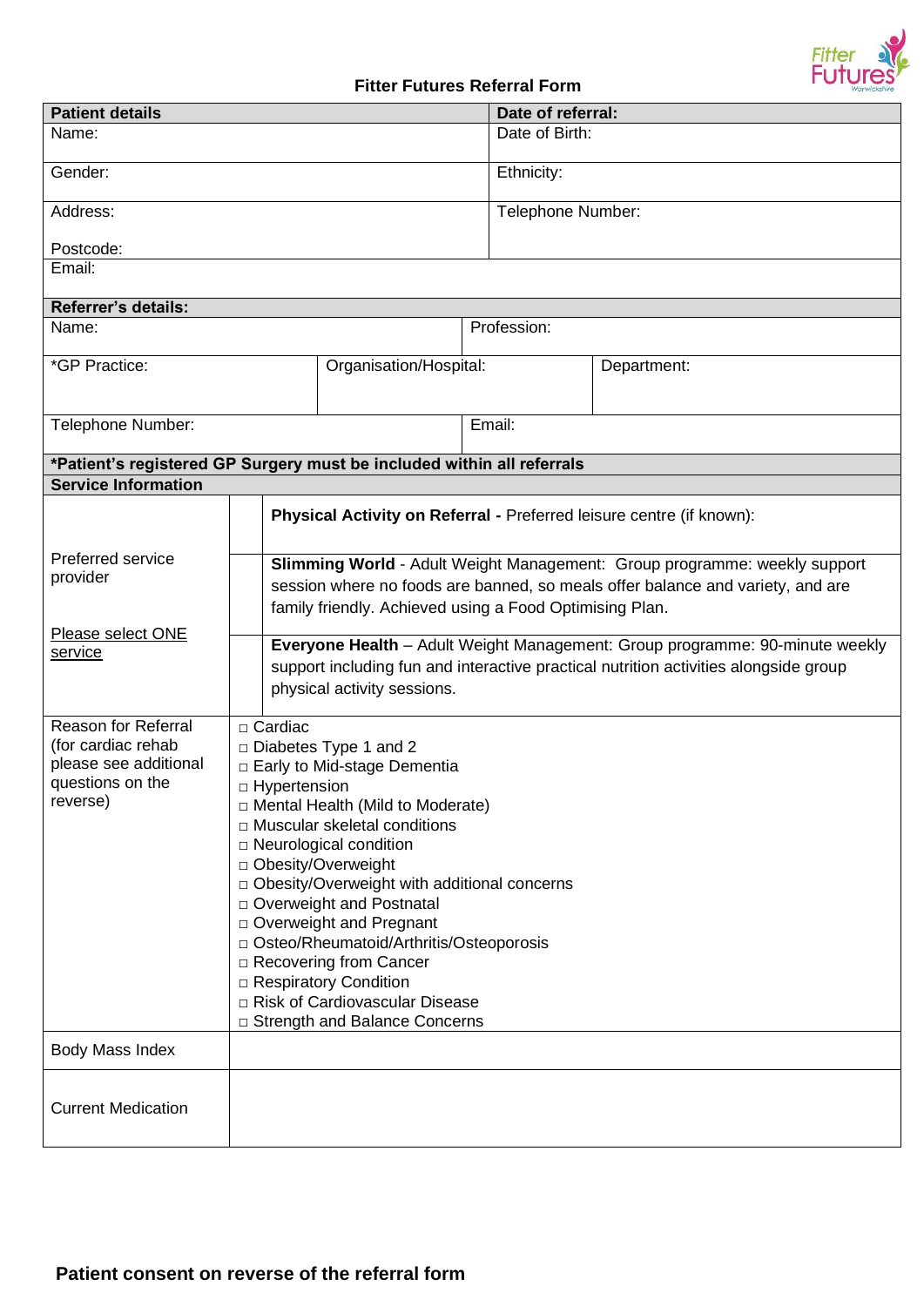# Fitter Futures Referral Form

| Patient details | Date of referral: |
|---|---|
| Name: | Date of Birth: |
| Gender: | Ethnicity: |
| Address:<br><br>Postcode: | Telephone Number: |
| Email: | |

| Referrer's details: | | |
|---|---|---|
| Name: | Profession: | |
| *GP Practice: | Organisation/Hospital: | Department: |
| Telephone Number: | Email: | |

**\*Patient's registered GP Surgery must be included within all referrals**

| Service Information | | |
|---|---|---|
| Preferred service provider<br><br>Please select ONE service | | **Physical Activity on Referral -** Preferred leisure centre (if known): |
| | | **Slimming World** - Adult Weight Management: Group programme: weekly support session where no foods are banned, so meals offer balance and variety, and are family friendly. Achieved using a Food Optimising Plan. |
| | | **Everyone Health** – Adult Weight Management: Group programme: 90-minute weekly support including fun and interactive practical nutrition activities alongside group physical activity sessions. |
| Reason for Referral (for cardiac rehab please see additional questions on the reverse) | □ Cardiac<br>□ Diabetes Type 1 and 2<br>□ Early to Mid-stage Dementia<br>□ Hypertension<br>□ Mental Health (Mild to Moderate)<br>□ Muscular skeletal conditions<br>□ Neurological condition<br>□ Obesity/Overweight<br>□ Obesity/Overweight with additional concerns<br>□ Overweight and Postnatal<br>□ Overweight and Pregnant<br>□ Osteo/Rheumatoid/Arthritis/Osteoporosis<br>□ Recovering from Cancer<br>□ Respiratory Condition<br>□ Risk of Cardiovascular Disease<br>□ Strength and Balance Concerns | |
| Body Mass Index | | |
| Current Medication | | |

**Patient consent on reverse of the referral form**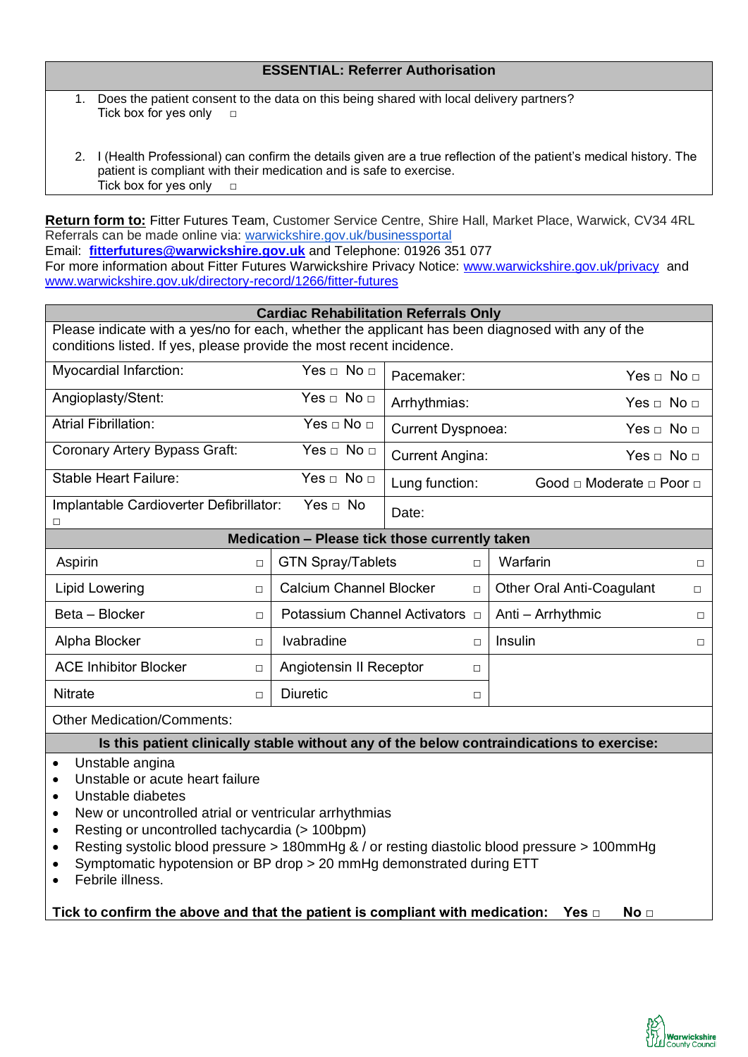| ESSENTIAL: Referrer Authorisation |
|---|
| 1. Does the patient consent to the data on this being shared with local delivery partners? Tick box for yes only □ |
| 2. I (Health Professional) can confirm the details given are a true reflection of the patient's medical history. The patient is compliant with their medication and is safe to exercise. Tick box for yes only □ |

**Return form to:** Fitter Futures Team, Customer Service Centre, Shire Hall, Market Place, Warwick, CV34 4RL
Referrals can be made online via: warwickshire.gov.uk/businessportal
Email: **fitterfutures@warwickshire.gov.uk** and Telephone: 01926 351 077
For more information about Fitter Futures Warwickshire Privacy Notice: www.warwickshire.gov.uk/privacy and www.warwickshire.gov.uk/directory-record/1266/fitter-futures

| Cardiac Rehabilitation Referrals Only | | | |
|---|---|---|---|
| Please indicate with a yes/no for each, whether the applicant has been diagnosed with any of the conditions listed. If yes, please provide the most recent incidence. | | | |
| Myocardial Infarction: | Yes □ No □ | Pacemaker: | Yes □ No □ |
| Angioplasty/Stent: | Yes □ No □ | Arrhythmias: | Yes □ No □ |
| Atrial Fibrillation: | Yes □ No □ | Current Dyspnoea: | Yes □ No □ |
| Coronary Artery Bypass Graft: | Yes □ No □ | Current Angina: | Yes □ No □ |
| Stable Heart Failure: | Yes □ No □ | Lung function: | Good □ Moderate □ Poor □ |
| Implantable Cardioverter Defibrillator: | Yes □ No □ | Date: | |

| Medication – Please tick those currently taken | | | | | |
|---|---|---|---|---|---|
| Aspirin | □ | GTN Spray/Tablets | □ | Warfarin | □ |
| Lipid Lowering | □ | Calcium Channel Blocker | □ | Other Oral Anti-Coagulant | □ |
| Beta – Blocker | □ | Potassium Channel Activators | □ | Anti – Arrhythmic | □ |
| Alpha Blocker | □ | Ivabradine | □ | Insulin | □ |
| ACE Inhibitor Blocker | □ | Angiotensin II Receptor | □ | | |
| Nitrate | □ | Diuretic | □ | | |
| Other Medication/Comments: | | | | | |

**Is this patient clinically stable without any of the below contraindications to exercise:**

- Unstable angina
- Unstable or acute heart failure
- Unstable diabetes
- New or uncontrolled atrial or ventricular arrhythmias
- Resting or uncontrolled tachycardia (> 100bpm)
- Resting systolic blood pressure > 180mmHg & / or resting diastolic blood pressure > 100mmHg
- Symptomatic hypotension or BP drop > 20 mmHg demonstrated during ETT
- Febrile illness.

**Tick to confirm the above and that the patient is compliant with medication: Yes □ No □**